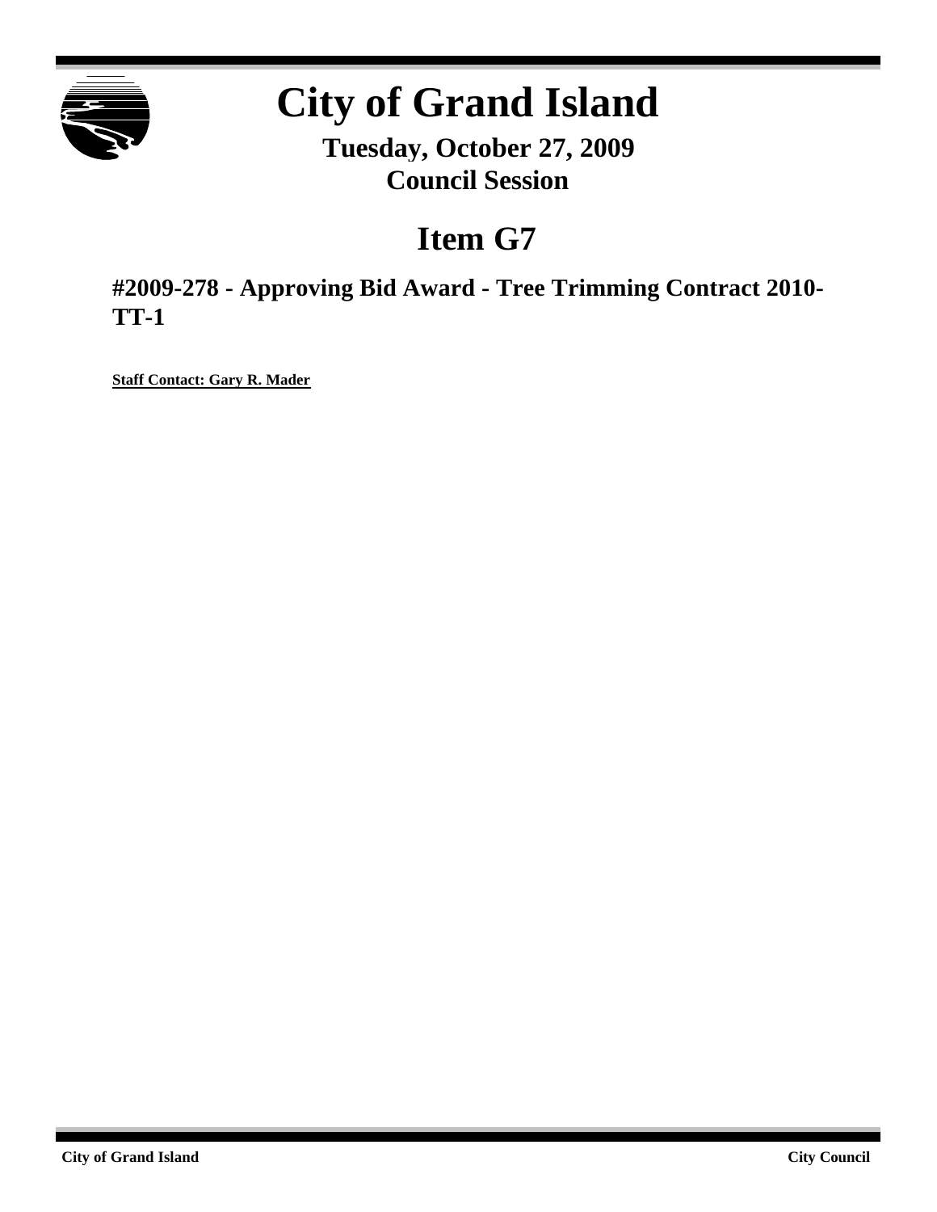# City of Grand Island

**Tuesday, October 27, 2009**
**Council Session**

## Item G7

### #2009-278 - Approving Bid Award - Tree Trimming Contract 2010-TT-1

**Staff Contact: Gary R. Mader**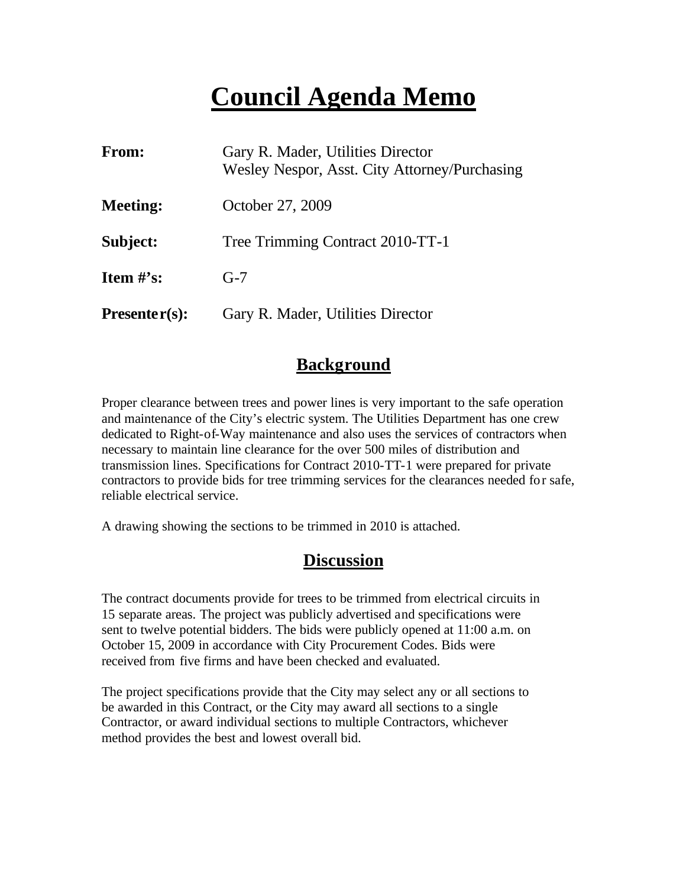# Council Agenda Memo

| | |
|---|---|
| **From:** | Gary R. Mader, Utilities Director<br>Wesley Nespor, Asst. City Attorney/Purchasing |
| **Meeting:** | October 27, 2009 |
| **Subject:** | Tree Trimming Contract 2010-TT-1 |
| **Item #'s:** | G-7 |
| **Presenter(s):** | Gary R. Mader, Utilities Director |

## Background

Proper clearance between trees and power lines is very important to the safe operation and maintenance of the City's electric system. The Utilities Department has one crew dedicated to Right-of-Way maintenance and also uses the services of contractors when necessary to maintain line clearance for the over 500 miles of distribution and transmission lines. Specifications for Contract 2010-TT-1 were prepared for private contractors to provide bids for tree trimming services for the clearances needed for safe, reliable electrical service.

A drawing showing the sections to be trimmed in 2010 is attached.

## Discussion

The contract documents provide for trees to be trimmed from electrical circuits in 15 separate areas. The project was publicly advertised and specifications were sent to twelve potential bidders. The bids were publicly opened at 11:00 a.m. on October 15, 2009 in accordance with City Procurement Codes. Bids were received from five firms and have been checked and evaluated.

The project specifications provide that the City may select any or all sections to be awarded in this Contract, or the City may award all sections to a single Contractor, or award individual sections to multiple Contractors, whichever method provides the best and lowest overall bid.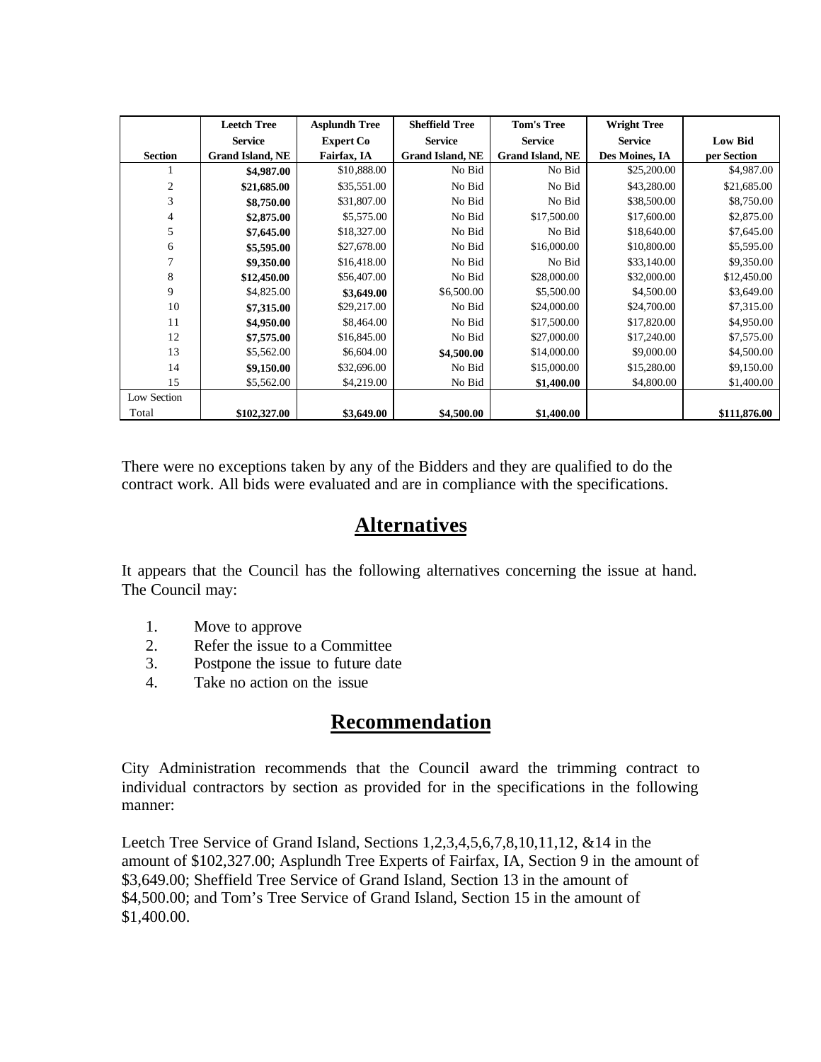| Section | Leetch Tree Service Grand Island, NE | Asplundh Tree Expert Co Fairfax, IA | Sheffield Tree Service Grand Island, NE | Tom's Tree Service Grand Island, NE | Wright Tree Service Des Moines, IA | Low Bid per Section |
|---|---|---|---|---|---|---|
| 1 | **$4,987.00** | $10,888.00 | No Bid | No Bid | $25,200.00 | $4,987.00 |
| 2 | **$21,685.00** | $35,551.00 | No Bid | No Bid | $43,280.00 | $21,685.00 |
| 3 | **$8,750.00** | $31,807.00 | No Bid | No Bid | $38,500.00 | $8,750.00 |
| 4 | **$2,875.00** | $5,575.00 | No Bid | $17,500.00 | $17,600.00 | $2,875.00 |
| 5 | **$7,645.00** | $18,327.00 | No Bid | No Bid | $18,640.00 | $7,645.00 |
| 6 | **$5,595.00** | $27,678.00 | No Bid | $16,000.00 | $10,800.00 | $5,595.00 |
| 7 | **$9,350.00** | $16,418.00 | No Bid | No Bid | $33,140.00 | $9,350.00 |
| 8 | **$12,450.00** | $56,407.00 | No Bid | $28,000.00 | $32,000.00 | $12,450.00 |
| 9 | $4,825.00 | **$3,649.00** | $6,500.00 | $5,500.00 | $4,500.00 | $3,649.00 |
| 10 | **$7,315.00** | $29,217.00 | No Bid | $24,000.00 | $24,700.00 | $7,315.00 |
| 11 | **$4,950.00** | $8,464.00 | No Bid | $17,500.00 | $17,820.00 | $4,950.00 |
| 12 | **$7,575.00** | $16,845.00 | No Bid | $27,000.00 | $17,240.00 | $7,575.00 |
| 13 | $5,562.00 | $6,604.00 | **$4,500.00** | $14,000.00 | $9,000.00 | $4,500.00 |
| 14 | **$9,150.00** | $32,696.00 | No Bid | $15,000.00 | $15,280.00 | $9,150.00 |
| 15 | $5,562.00 | $4,219.00 | No Bid | **$1,400.00** | $4,800.00 | $1,400.00 |
| Low Section Total | **$102,327.00** | **$3,649.00** | **$4,500.00** | **$1,400.00** | | **$111,876.00** |

There were no exceptions taken by any of the Bidders and they are qualified to do the contract work. All bids were evaluated and are in compliance with the specifications.

## Alternatives

It appears that the Council has the following alternatives concerning the issue at hand. The Council may:

1. Move to approve
2. Refer the issue to a Committee
3. Postpone the issue to future date
4. Take no action on the issue

## Recommendation

City Administration recommends that the Council award the trimming contract to individual contractors by section as provided for in the specifications in the following manner:

Leetch Tree Service of Grand Island, Sections 1,2,3,4,5,6,7,8,10,11,12, &14 in the amount of $102,327.00; Asplundh Tree Experts of Fairfax, IA, Section 9 in the amount of $3,649.00; Sheffield Tree Service of Grand Island, Section 13 in the amount of $4,500.00; and Tom's Tree Service of Grand Island, Section 15 in the amount of $1,400.00.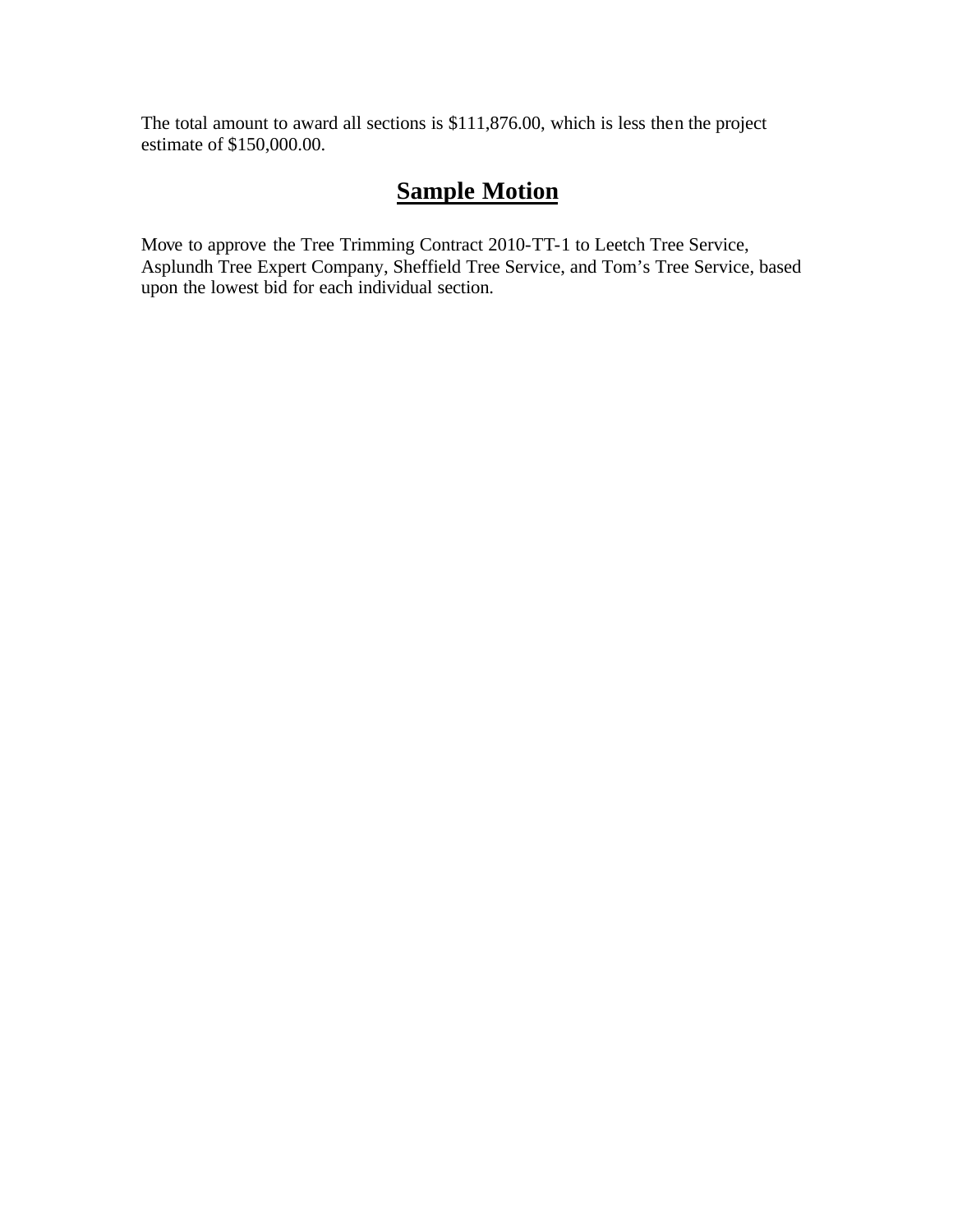The total amount to award all sections is $111,876.00, which is less then the project estimate of $150,000.00.

## **Sample Motion**

Move to approve the Tree Trimming Contract 2010-TT-1 to Leetch Tree Service, Asplundh Tree Expert Company, Sheffield Tree Service, and Tom's Tree Service, based upon the lowest bid for each individual section.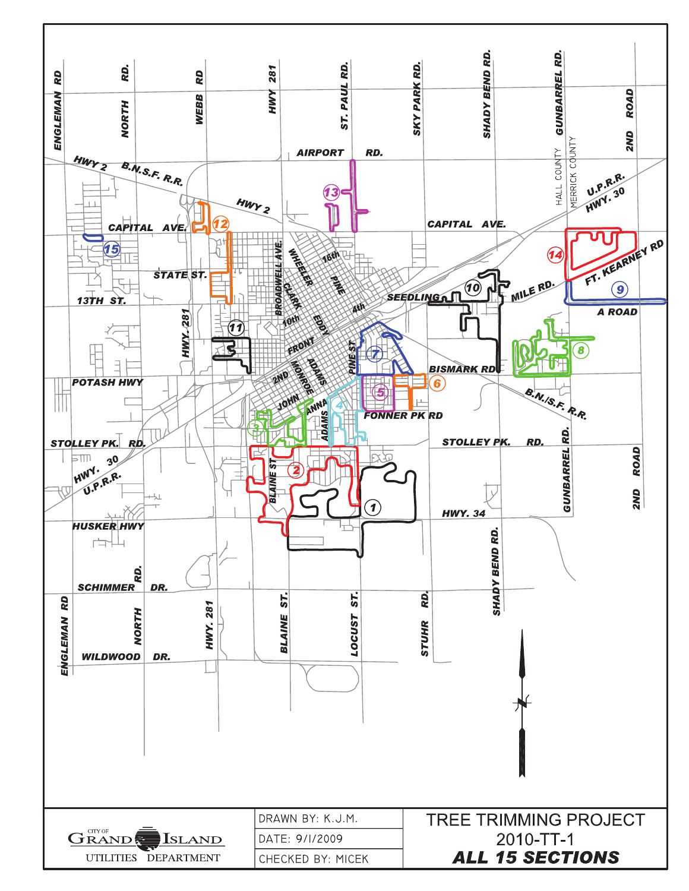| | | |
|---|---|---|
| CITY OF GRAND ISLAND UTILITIES DEPARTMENT | DRAWN BY: K.J.M. | TREE TRIMMING PROJECT |
| | DATE: 9/1/2009 | 2010-TT-1 |
| | CHECKED BY: MICEK | **ALL 15 SECTIONS** |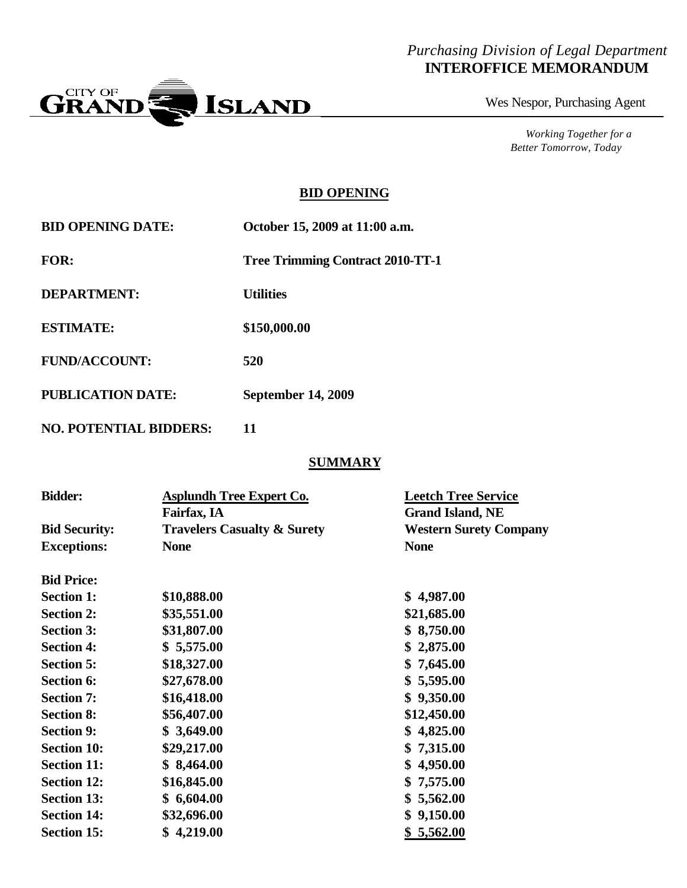*Purchasing Division of Legal Department*
**INTEROFFICE MEMORANDUM**

CITY OF GRAND ISLAND

Wes Nespor, Purchasing Agent

*Working Together for a Better Tomorrow, Today*

## BID OPENING

| | |
|---|---|
| **BID OPENING DATE:** | **October 15, 2009 at 11:00 a.m.** |
| **FOR:** | **Tree Trimming Contract 2010-TT-1** |
| **DEPARTMENT:** | **Utilities** |
| **ESTIMATE:** | **$150,000.00** |
| **FUND/ACCOUNT:** | **520** |
| **PUBLICATION DATE:** | **September 14, 2009** |
| **NO. POTENTIAL BIDDERS:** | **11** |

## SUMMARY

| **Bidder:** | **Asplundh Tree Expert Co.**<br>**Fairfax, IA** | **Leetch Tree Service**<br>**Grand Island, NE** |
|---|---|---|
| **Bid Security:** | **Travelers Casualty & Surety** | **Western Surety Company** |
| **Exceptions:** | **None** | **None** |
| **Bid Price:** | | |
| **Section 1:** | **$10,888.00** | **$ 4,987.00** |
| **Section 2:** | **$35,551.00** | **$21,685.00** |
| **Section 3:** | **$31,807.00** | **$ 8,750.00** |
| **Section 4:** | **$ 5,575.00** | **$ 2,875.00** |
| **Section 5:** | **$18,327.00** | **$ 7,645.00** |
| **Section 6:** | **$27,678.00** | **$ 5,595.00** |
| **Section 7:** | **$16,418.00** | **$ 9,350.00** |
| **Section 8:** | **$56,407.00** | **$12,450.00** |
| **Section 9:** | **$ 3,649.00** | **$ 4,825.00** |
| **Section 10:** | **$29,217.00** | **$ 7,315.00** |
| **Section 11:** | **$ 8,464.00** | **$ 4,950.00** |
| **Section 12:** | **$16,845.00** | **$ 7,575.00** |
| **Section 13:** | **$ 6,604.00** | **$ 5,562.00** |
| **Section 14:** | **$32,696.00** | **$ 9,150.00** |
| **Section 15:** | **$ 4,219.00** | **$ 5,562.00** |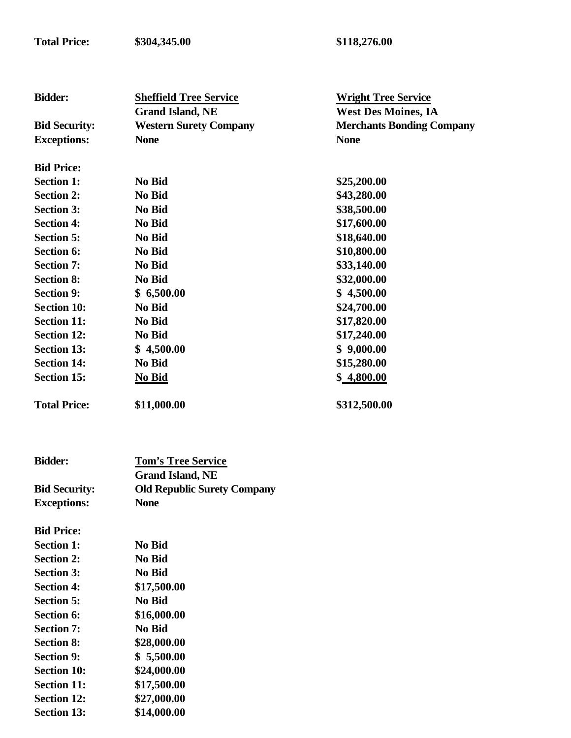| **Total Price:** | **$304,345.00** | **$118,276.00** |
|---|---|---|

| **Bidder:** | **Sheffield Tree Service** | **Wright Tree Service** |
|---|---|---|
| | **Grand Island, NE** | **West Des Moines, IA** |
| **Bid Security:** | **Western Surety Company** | **Merchants Bonding Company** |
| **Exceptions:** | **None** | **None** |
| **Bid Price:** | | |
| **Section 1:** | **No Bid** | **$25,200.00** |
| **Section 2:** | **No Bid** | **$43,280.00** |
| **Section 3:** | **No Bid** | **$38,500.00** |
| **Section 4:** | **No Bid** | **$17,600.00** |
| **Section 5:** | **No Bid** | **$18,640.00** |
| **Section 6:** | **No Bid** | **$10,800.00** |
| **Section 7:** | **No Bid** | **$33,140.00** |
| **Section 8:** | **No Bid** | **$32,000.00** |
| **Section 9:** | **$ 6,500.00** | **$ 4,500.00** |
| **Section 10:** | **No Bid** | **$24,700.00** |
| **Section 11:** | **No Bid** | **$17,820.00** |
| **Section 12:** | **No Bid** | **$17,240.00** |
| **Section 13:** | **$ 4,500.00** | **$ 9,000.00** |
| **Section 14:** | **No Bid** | **$15,280.00** |
| **Section 15:** | **No Bid** | **$ 4,800.00** |
| **Total Price:** | **$11,000.00** | **$312,500.00** |

| **Bidder:** | **Tom's Tree Service** |
|---|---|
| | **Grand Island, NE** |
| **Bid Security:** | **Old Republic Surety Company** |
| **Exceptions:** | **None** |
| **Bid Price:** | |
| **Section 1:** | **No Bid** |
| **Section 2:** | **No Bid** |
| **Section 3:** | **No Bid** |
| **Section 4:** | **$17,500.00** |
| **Section 5:** | **No Bid** |
| **Section 6:** | **$16,000.00** |
| **Section 7:** | **No Bid** |
| **Section 8:** | **$28,000.00** |
| **Section 9:** | **$ 5,500.00** |
| **Section 10:** | **$24,000.00** |
| **Section 11:** | **$17,500.00** |
| **Section 12:** | **$27,000.00** |
| **Section 13:** | **$14,000.00** |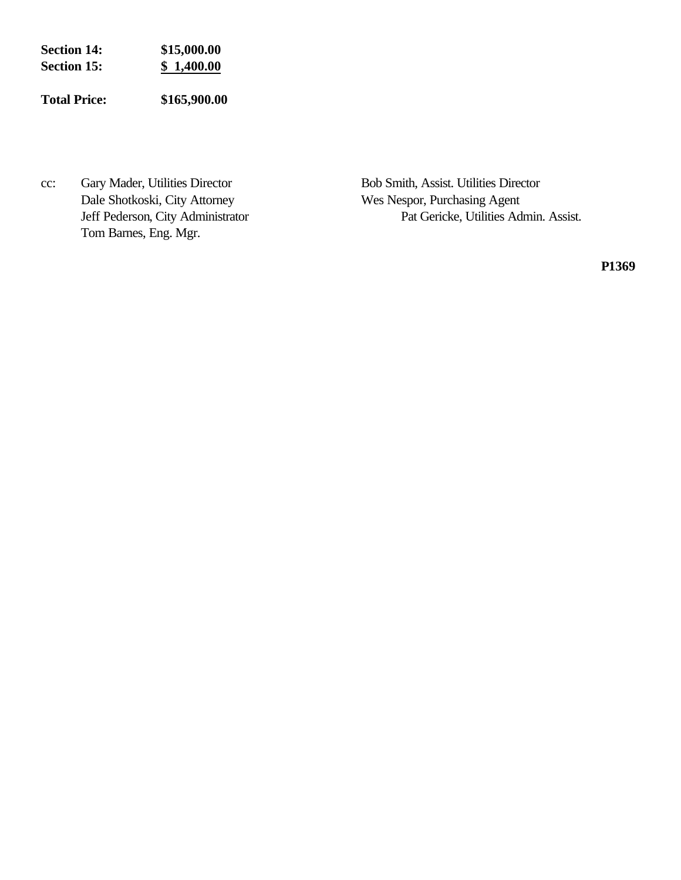**Section 14:** **$15,000.00**
**Section 15:** **$ 1,400.00**

**Total Price:** **$165,900.00**

cc: Gary Mader, Utilities Director
Dale Shotkoski, City Attorney
Jeff Pederson, City Administrator
Tom Barnes, Eng. Mgr.
Bob Smith, Assist. Utilities Director
Wes Nespor, Purchasing Agent
Pat Gericke, Utilities Admin. Assist.

**P1369**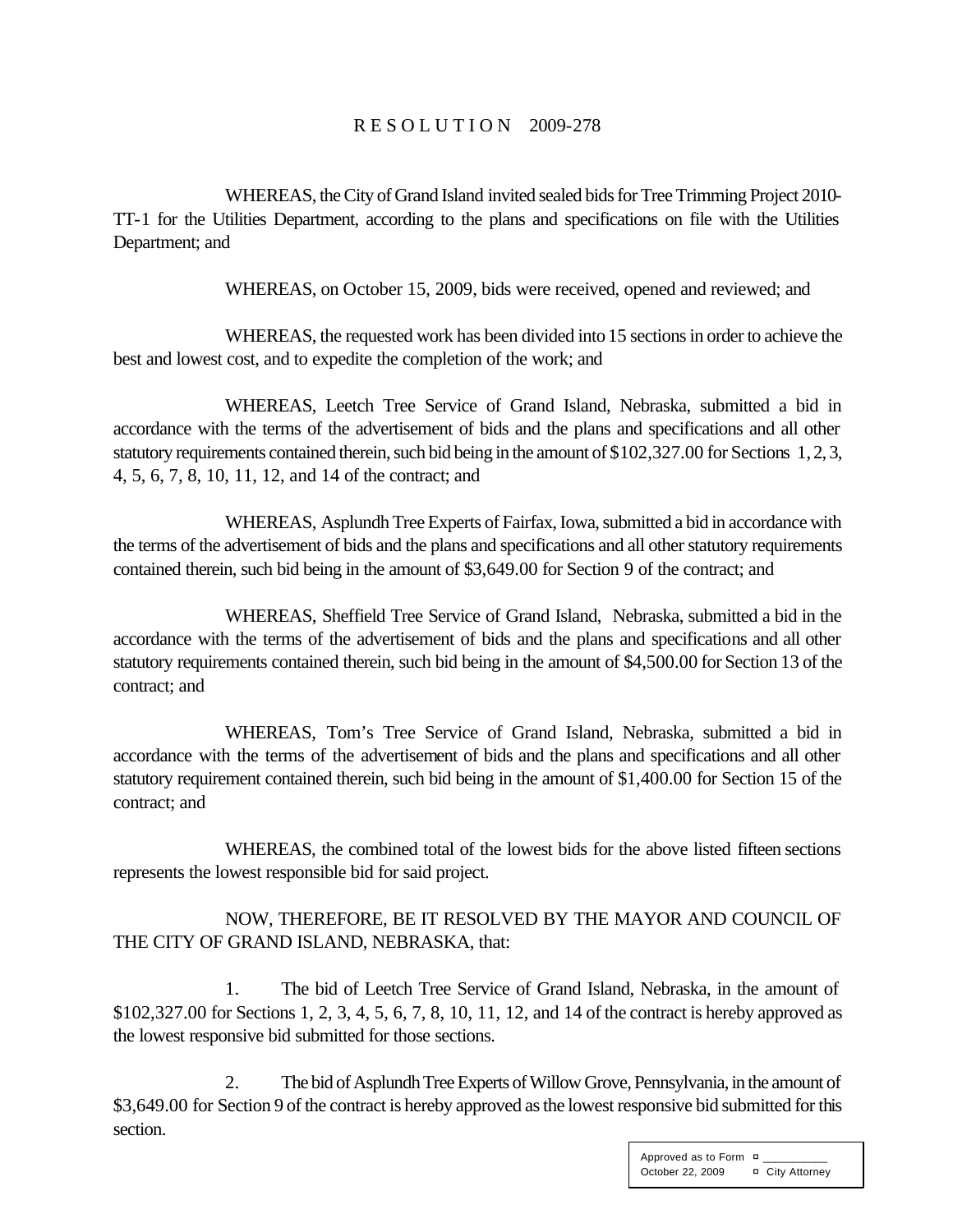# RESOLUTION 2009-278

WHEREAS, the City of Grand Island invited sealed bids for Tree Trimming Project 2010-TT-1 for the Utilities Department, according to the plans and specifications on file with the Utilities Department; and

WHEREAS, on October 15, 2009, bids were received, opened and reviewed; and

WHEREAS, the requested work has been divided into 15 sections in order to achieve the best and lowest cost, and to expedite the completion of the work; and

WHEREAS, Leetch Tree Service of Grand Island, Nebraska, submitted a bid in accordance with the terms of the advertisement of bids and the plans and specifications and all other statutory requirements contained therein, such bid being in the amount of $102,327.00 for Sections 1, 2, 3, 4, 5, 6, 7, 8, 10, 11, 12, and 14 of the contract; and

WHEREAS, Asplundh Tree Experts of Fairfax, Iowa, submitted a bid in accordance with the terms of the advertisement of bids and the plans and specifications and all other statutory requirements contained therein, such bid being in the amount of $3,649.00 for Section 9 of the contract; and

WHEREAS, Sheffield Tree Service of Grand Island, Nebraska, submitted a bid in the accordance with the terms of the advertisement of bids and the plans and specifications and all other statutory requirements contained therein, such bid being in the amount of $4,500.00 for Section 13 of the contract; and

WHEREAS, Tom's Tree Service of Grand Island, Nebraska, submitted a bid in accordance with the terms of the advertisement of bids and the plans and specifications and all other statutory requirement contained therein, such bid being in the amount of $1,400.00 for Section 15 of the contract; and

WHEREAS, the combined total of the lowest bids for the above listed fifteen sections represents the lowest responsible bid for said project.

NOW, THEREFORE, BE IT RESOLVED BY THE MAYOR AND COUNCIL OF THE CITY OF GRAND ISLAND, NEBRASKA, that:

1. The bid of Leetch Tree Service of Grand Island, Nebraska, in the amount of $102,327.00 for Sections 1, 2, 3, 4, 5, 6, 7, 8, 10, 11, 12, and 14 of the contract is hereby approved as the lowest responsive bid submitted for those sections.

2. The bid of Asplundh Tree Experts of Willow Grove, Pennsylvania, in the amount of $3,649.00 for Section 9 of the contract is hereby approved as the lowest responsive bid submitted for this section.

Approved as to Form ¤ ___________
October 22, 2009 ¤ City Attorney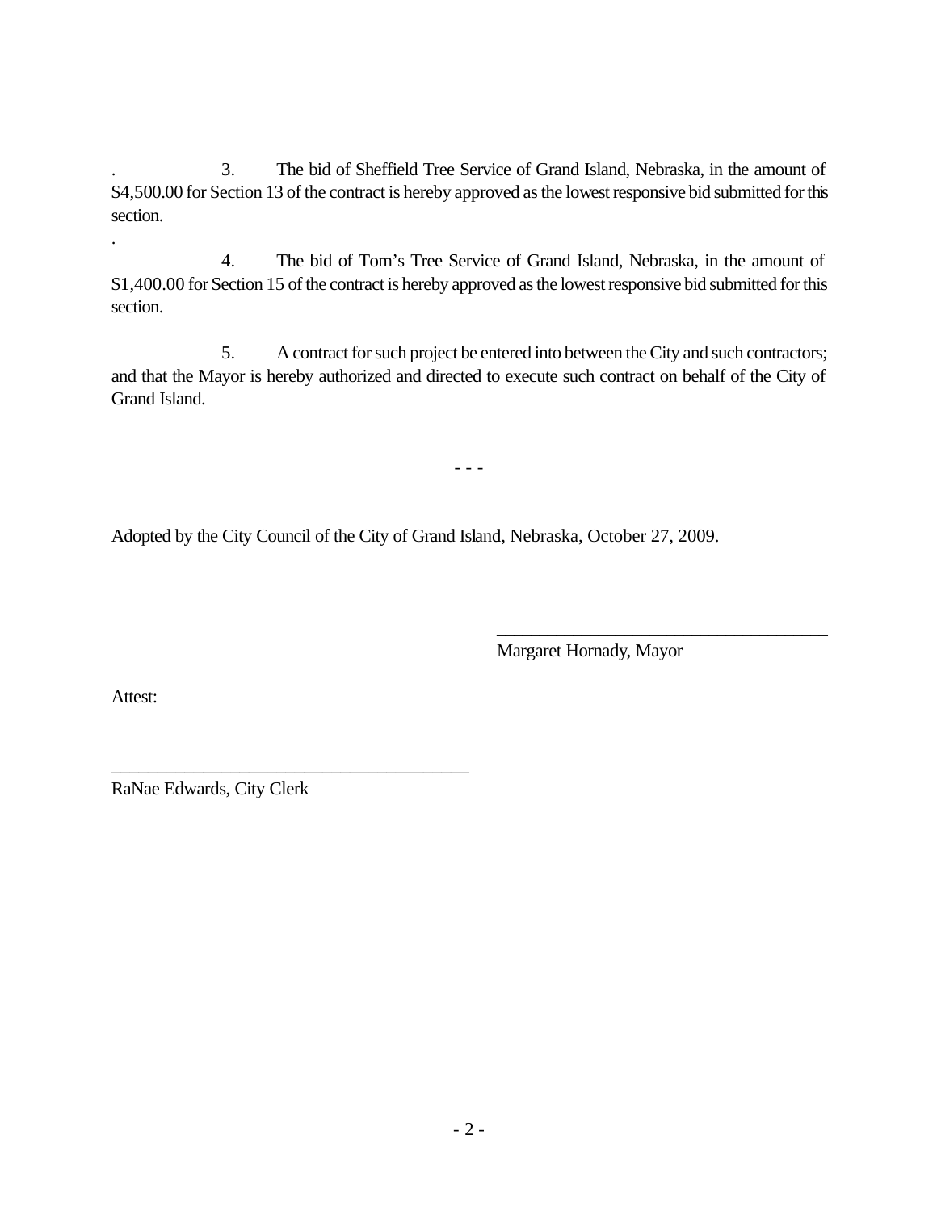. 3. The bid of Sheffield Tree Service of Grand Island, Nebraska, in the amount of $4,500.00 for Section 13 of the contract is hereby approved as the lowest responsive bid submitted for this section.

.

4. The bid of Tom's Tree Service of Grand Island, Nebraska, in the amount of $1,400.00 for Section 15 of the contract is hereby approved as the lowest responsive bid submitted for this section.

5. A contract for such project be entered into between the City and such contractors; and that the Mayor is hereby authorized and directed to execute such contract on behalf of the City of Grand Island.

- - -

Adopted by the City Council of the City of Grand Island, Nebraska, October 27, 2009.

_______________________________________
Margaret Hornady, Mayor

Attest:

_______________________________________
RaNae Edwards, City Clerk